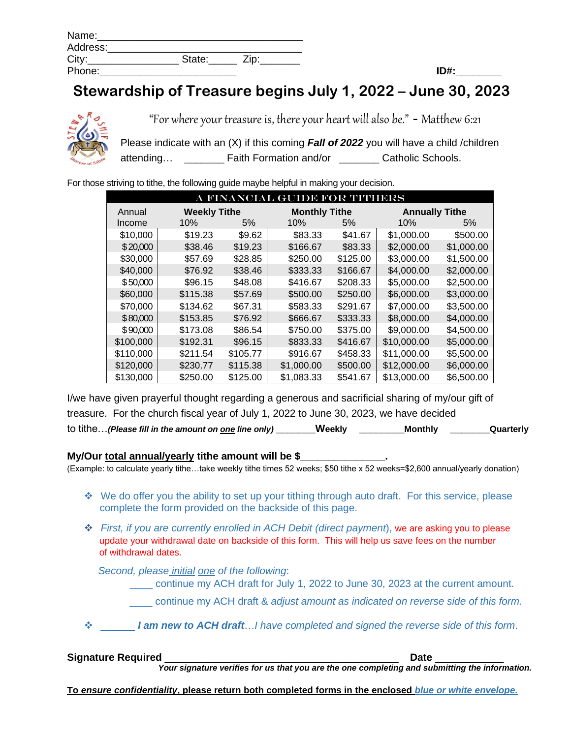Name:____________________________________
Address:__________________________________
City:________________ State:_____ Zip:_______
Phone:________________________ **ID#:**________

# Stewardship of Treasure begins July 1, 2022 – June 30, 2023

*"For where your treasure is, there your heart will also be."* - *Matthew 6:21*

Please indicate with an (X) if this coming ***Fall of 2022*** you will have a child /children attending… _______ Faith Formation and/or _______ Catholic Schools.

For those striving to tithe, the following guide maybe helpful in making your decision.

| A FINANCIAL GUIDE FOR TITHERS | | | | | | |
|---|---|---|---|---|---|---|
| Annual Income | **Weekly Tithe** | | **Monthly Tithe** | | **Annually Tithe** | |
| | 10% | 5% | 10% | 5% | 10% | 5% |
| $10,000 | $19.23 | $9.62 | $83.33 | $41.67 | $1,000.00 | $500.00 |
| $20,000 | $38.46 | $19.23 | $166.67 | $83.33 | $2,000.00 | $1,000.00 |
| $30,000 | $57.69 | $28.85 | $250.00 | $125.00 | $3,000.00 | $1,500.00 |
| $40,000 | $76.92 | $38.46 | $333.33 | $166.67 | $4,000.00 | $2,000.00 |
| $50,000 | $96.15 | $48.08 | $416.67 | $208.33 | $5,000.00 | $2,500.00 |
| $60,000 | $115.38 | $57.69 | $500.00 | $250.00 | $6,000.00 | $3,000.00 |
| $70,000 | $134.62 | $67.31 | $583.33 | $291.67 | $7,000.00 | $3,500.00 |
| $80,000 | $153.85 | $76.92 | $666.67 | $333.33 | $8,000.00 | $4,000.00 |
| $90,000 | $173.08 | $86.54 | $750.00 | $375.00 | $9,000.00 | $4,500.00 |
| $100,000 | $192.31 | $96.15 | $833.33 | $416.67 | $10,000.00 | $5,000.00 |
| $110,000 | $211.54 | $105.77 | $916.67 | $458.33 | $11,000.00 | $5,500.00 |
| $120,000 | $230.77 | $115.38 | $1,000.00 | $500.00 | $12,000.00 | $6,000.00 |
| $130,000 | $250.00 | $125.00 | $1,083.33 | $541.67 | $13,000.00 | $6,500.00 |

I/we have given prayerful thought regarding a generous and sacrificial sharing of my/our gift of treasure. For the church fiscal year of July 1, 2022 to June 30, 2023, we have decided to tithe…***(Please fill in the amount on one line only)*** _______**Weekly** ________**Monthly** _______**Quarterly**

**My/Our total annual/yearly tithe amount will be $_______________.**
(Example: to calculate yearly tithe…take weekly tithe times 52 weeks; $50 tithe x 52 weeks=$2,600 annual/yearly donation)

- We do offer you the ability to set up your tithing through auto draft. For this service, please complete the form provided on the backside of this page.
- *First, if you are currently enrolled in ACH Debit (direct payment)*, we are asking you to please update your withdrawal date on backside of this form. This will help us save fees on the number of withdrawal dates.

  *Second, please initial one of the following*:

  ____ continue my ACH draft for July 1, 2022 to June 30, 2023 at the current amount.

  ____ continue my ACH draft & *adjust amount as indicated on reverse side of this form.*

- ______ ***I am new to ACH draft****…I have completed and signed the reverse side of this form*.

**Signature Required** ____________________________________________ **Date** ____________
***Your signature verifies for us that you are the one completing and submitting the information.***

**To *ensure confidentiality*, please return both completed forms in the enclosed *blue or white envelope.***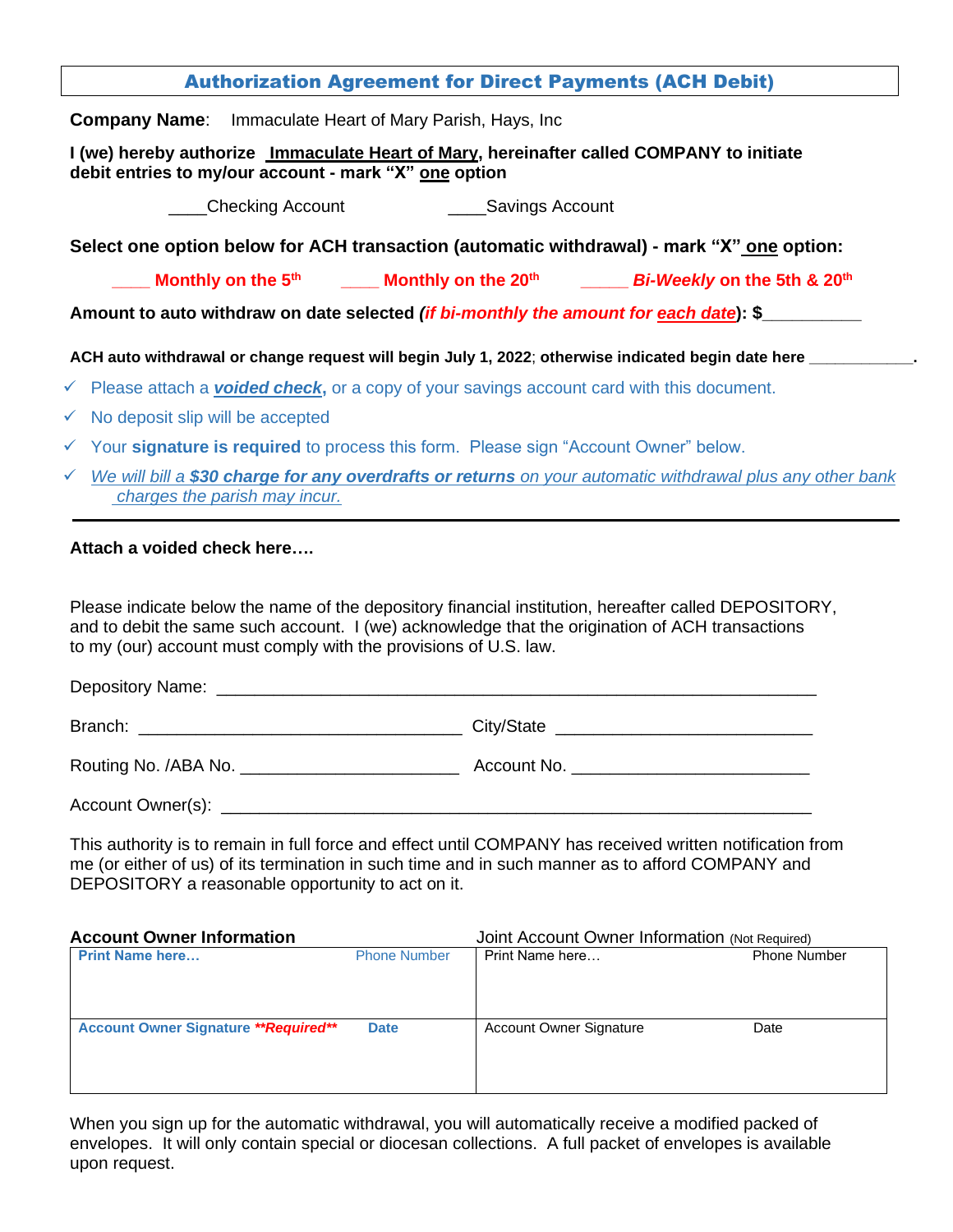## Authorization Agreement for Direct Payments (ACH Debit)

**Company Name**: Immaculate Heart of Mary Parish, Hays, Inc

**I (we) hereby authorize Immaculate Heart of Mary, hereinafter called COMPANY to initiate debit entries to my/our account - mark "X" one option**

____Checking Account ____Savings Account

**Select one option below for ACH transaction (automatic withdrawal) - mark "X" one option:**

**____ Monthly on the 5th ____ Monthly on the 20th _____ *Bi-Weekly* on the 5th & 20th**

**Amount to auto withdraw on date selected *(if bi-monthly the amount for each date*): $__________**

**ACH auto withdrawal or change request will begin July 1, 2022; otherwise indicated begin date here ___________.**

- ✓ Please attach a ***voided check*,** or a copy of your savings account card with this document.
- ✓ No deposit slip will be accepted
- ✓ Your **signature is required** to process this form. Please sign "Account Owner" below.
- ✓ *We will bill a **$30 charge for any overdrafts or returns** on your automatic withdrawal plus any other bank charges the parish may incur.*

---

**Attach a voided check here….**

Please indicate below the name of the depository financial institution, hereafter called DEPOSITORY, and to debit the same such account. I (we) acknowledge that the origination of ACH transactions to my (our) account must comply with the provisions of U.S. law.

Depository Name: ____________________________________________________________

Branch: ________________________________ City/State ________________________

Routing No. /ABA No. _____________________ Account No. ______________________

Account Owner(s): ___________________________________________________________

This authority is to remain in full force and effect until COMPANY has received written notification from me (or either of us) of its termination in such time and in such manner as to afford COMPANY and DEPOSITORY a reasonable opportunity to act on it.

| **Account Owner Information** | | Joint Account Owner Information (Not Required) | |
|---|---|---|---|
| **Print Name here…** | Phone Number | Print Name here… | Phone Number |
| **Account Owner Signature *\*\*Required\*\**** | **Date** | Account Owner Signature | Date |

When you sign up for the automatic withdrawal, you will automatically receive a modified packed of envelopes. It will only contain special or diocesan collections. A full packet of envelopes is available upon request.